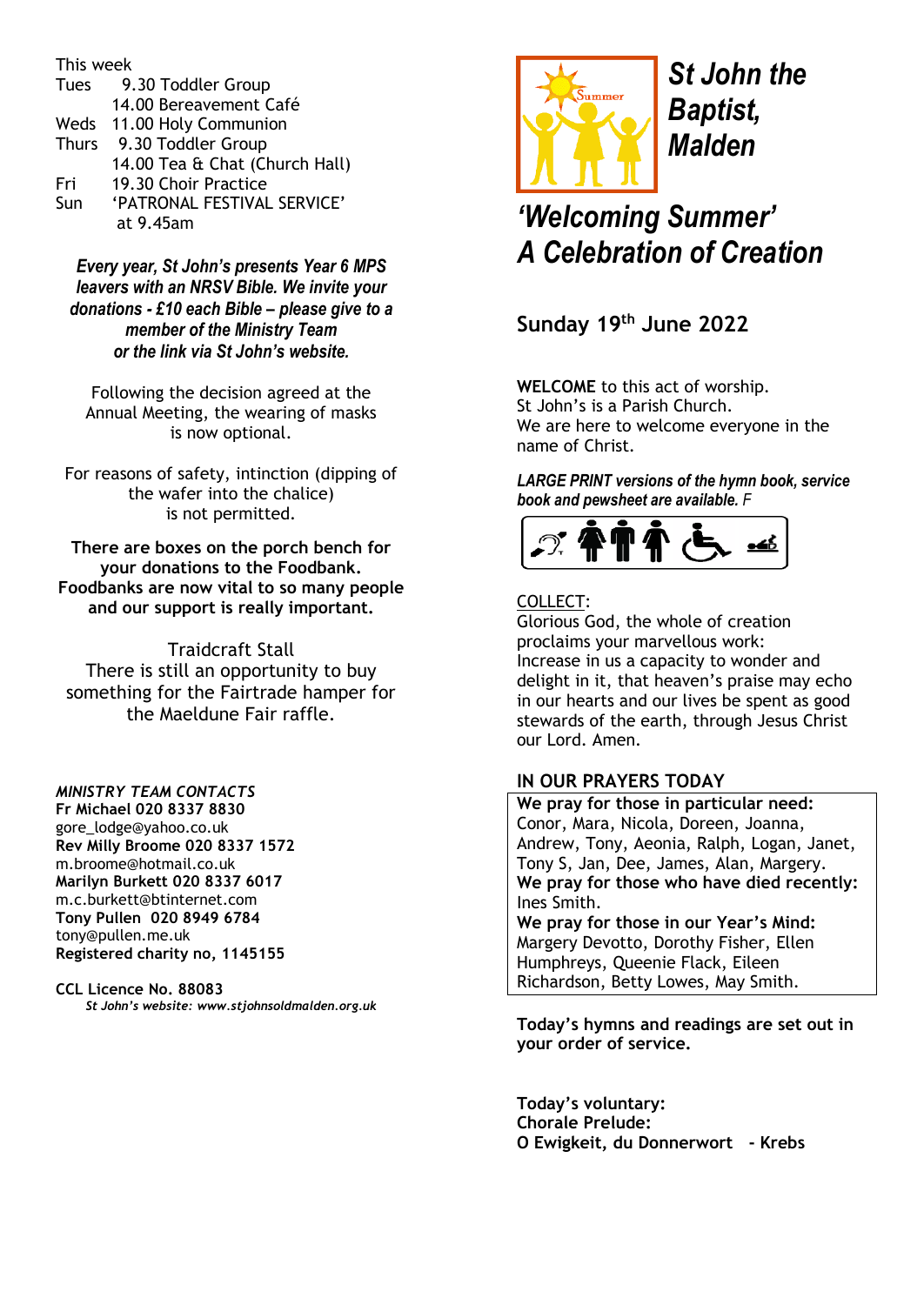This week

Tues 9.30 Toddler Group
14.00 Bereavement Café
Weds 11.00 Holy Communion
Thurs 9.30 Toddler Group
14.00 Tea & Chat (Church Hall)
Fri 19.30 Choir Practice
Sun 'PATRONAL FESTIVAL SERVICE' at 9.45am

***Every year, St John's presents Year 6 MPS leavers with an NRSV Bible. We invite your donations - £10 each Bible – please give to a member of the Ministry Team or the link via St John's website.***

Following the decision agreed at the Annual Meeting, the wearing of masks is now optional.

For reasons of safety, intinction (dipping of the wafer into the chalice) is not permitted.

**There are boxes on the porch bench for your donations to the Foodbank. Foodbanks are now vital to so many people and our support is really important.**

Traidcraft Stall
There is still an opportunity to buy something for the Fairtrade hamper for the Maeldune Fair raffle.

***MINISTRY TEAM CONTACTS***

**Fr Michael 020 8337 8830**
gore_lodge@yahoo.co.uk
**Rev Milly Broome 020 8337 1572**
m.broome@hotmail.co.uk
**Marilyn Burkett 020 8337 6017**
m.c.burkett@btinternet.com
**Tony Pullen 020 8949 6784**
tony@pullen.me.uk
**Registered charity no, 1145155**

**CCL Licence No. 88083**
***St John's website: www.stjohnsoldmalden.org.uk***

# *St John the Baptist, Malden*

## *'Welcoming Summer' A Celebration of Creation*

**Sunday 19th June 2022**

**WELCOME** to this act of worship.
St John's is a Parish Church.
We are here to welcome everyone in the name of Christ.

***LARGE PRINT versions of the hymn book, service book and pewsheet are available.*** *F*

COLLECT:
Glorious God, the whole of creation proclaims your marvellous work:
Increase in us a capacity to wonder and delight in it, that heaven's praise may echo in our hearts and our lives be spent as good stewards of the earth, through Jesus Christ our Lord. Amen.

**IN OUR PRAYERS TODAY**

**We pray for those in particular need:** Conor, Mara, Nicola, Doreen, Joanna, Andrew, Tony, Aeonia, Ralph, Logan, Janet, Tony S, Jan, Dee, James, Alan, Margery.
**We pray for those who have died recently:** Ines Smith.
**We pray for those in our Year's Mind:** Margery Devotto, Dorothy Fisher, Ellen Humphreys, Queenie Flack, Eileen Richardson, Betty Lowes, May Smith.

**Today's hymns and readings are set out in your order of service.**

**Today's voluntary:**
**Chorale Prelude:**
**O Ewigkeit, du Donnerwort - Krebs**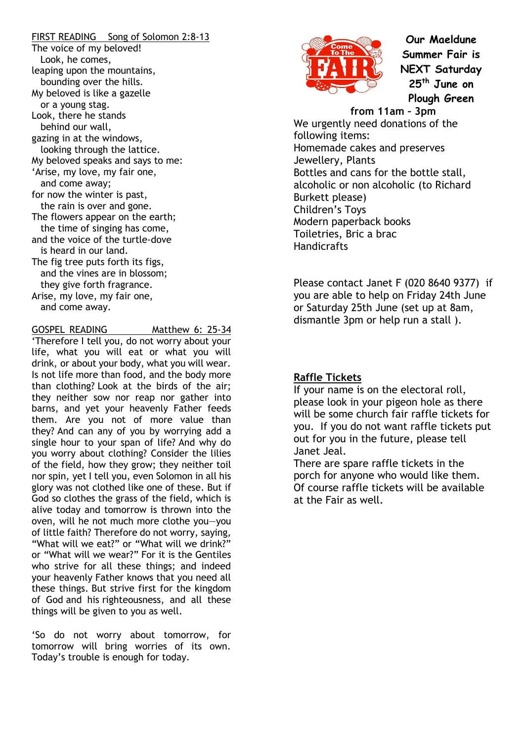FIRST READING Song of Solomon 2:8-13

The voice of my beloved!
  Look, he comes,
leaping upon the mountains,
  bounding over the hills.
My beloved is like a gazelle
  or a young stag.
Look, there he stands
  behind our wall,
gazing in at the windows,
  looking through the lattice.
My beloved speaks and says to me:
'Arise, my love, my fair one,
  and come away;
for now the winter is past,
  the rain is over and gone.
The flowers appear on the earth;
  the time of singing has come,
and the voice of the turtle-dove
  is heard in our land.
The fig tree puts forth its figs,
  and the vines are in blossom;
  they give forth fragrance.
Arise, my love, my fair one,
  and come away.

GOSPEL READING Matthew 6: 25-34

'Therefore I tell you, do not worry about your life, what you will eat or what you will drink, or about your body, what you will wear. Is not life more than food, and the body more than clothing? Look at the birds of the air; they neither sow nor reap nor gather into barns, and yet your heavenly Father feeds them. Are you not of more value than they? And can any of you by worrying add a single hour to your span of life? And why do you worry about clothing? Consider the lilies of the field, how they grow; they neither toil nor spin, yet I tell you, even Solomon in all his glory was not clothed like one of these. But if God so clothes the grass of the field, which is alive today and tomorrow is thrown into the oven, will he not much more clothe you—you of little faith? Therefore do not worry, saying, "What will we eat?" or "What will we drink?" or "What will we wear?" For it is the Gentiles who strive for all these things; and indeed your heavenly Father knows that you need all these things. But strive first for the kingdom of God and his righteousness, and all these things will be given to you as well.

'So do not worry about tomorrow, for tomorrow will bring worries of its own. Today's trouble is enough for today.

**Our Maeldune Summer Fair is NEXT Saturday 25th June on Plough Green from 11am - 3pm**

We urgently need donations of the following items:
Homemade cakes and preserves
Jewellery, Plants
Bottles and cans for the bottle stall, alcoholic or non alcoholic (to Richard Burkett please)
Children's Toys
Modern paperback books
Toiletries, Bric a brac
Handicrafts

Please contact Janet F (020 8640 9377) if you are able to help on Friday 24th June or Saturday 25th June (set up at 8am, dismantle 3pm or help run a stall ).

**Raffle Tickets**

If your name is on the electoral roll, please look in your pigeon hole as there will be some church fair raffle tickets for you. If you do not want raffle tickets put out for you in the future, please tell Janet Jeal.
There are spare raffle tickets in the porch for anyone who would like them. Of course raffle tickets will be available at the Fair as well.